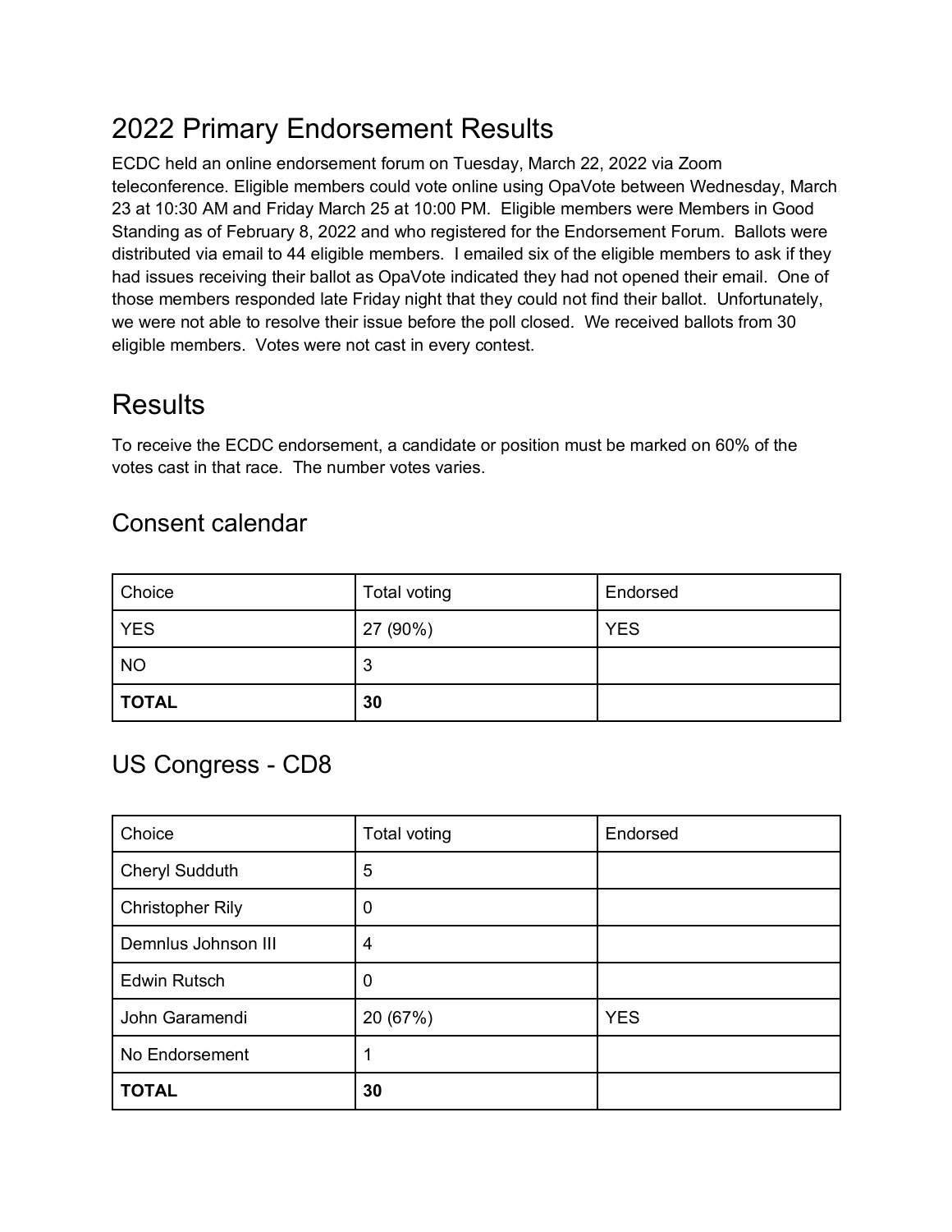# 2022 Primary Endorsement Results

ECDC held an online endorsement forum on Tuesday, March 22, 2022 via Zoom teleconference. Eligible members could vote online using OpaVote between Wednesday, March 23 at 10:30 AM and Friday March 25 at 10:00 PM. Eligible members were Members in Good Standing as of February 8, 2022 and who registered for the Endorsement Forum. Ballots were distributed via email to 44 eligible members. I emailed six of the eligible members to ask if they had issues receiving their ballot as OpaVote indicated they had not opened their email. One of those members responded late Friday night that they could not find their ballot. Unfortunately, we were not able to resolve their issue before the poll closed. We received ballots from 30 eligible members. Votes were not cast in every contest.

# Results

To receive the ECDC endorsement, a candidate or position must be marked on 60% of the votes cast in that race. The number votes varies.

## Consent calendar

| Choice | Total voting | Endorsed |
| --- | --- | --- |
| YES | 27 (90%) | YES |
| NO | 3 | |
| **TOTAL** | **30** | |

## US Congress - CD8

| Choice | Total voting | Endorsed |
| --- | --- | --- |
| Cheryl Sudduth | 5 | |
| Christopher Rily | 0 | |
| Demnlus Johnson III | 4 | |
| Edwin Rutsch | 0 | |
| John Garamendi | 20 (67%) | YES |
| No Endorsement | 1 | |
| **TOTAL** | **30** | |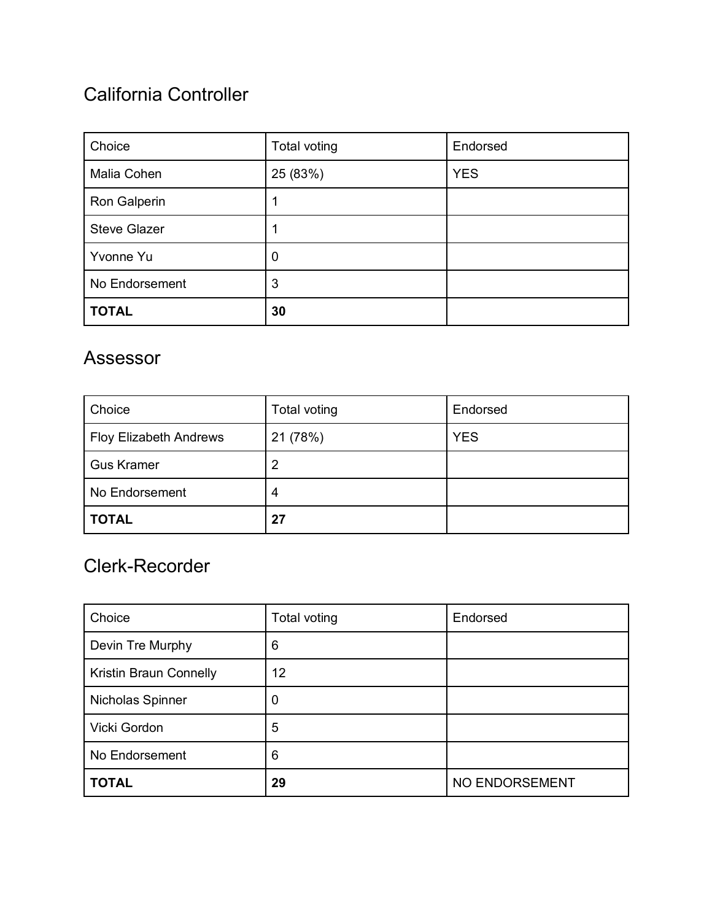## California Controller

| Choice | Total voting | Endorsed |
| --- | --- | --- |
| Malia Cohen | 25 (83%) | YES |
| Ron Galperin | 1 | |
| Steve Glazer | 1 | |
| Yvonne Yu | 0 | |
| No Endorsement | 3 | |
| **TOTAL** | **30** | |

## Assessor

| Choice | Total voting | Endorsed |
| --- | --- | --- |
| Floy Elizabeth Andrews | 21 (78%) | YES |
| Gus Kramer | 2 | |
| No Endorsement | 4 | |
| **TOTAL** | **27** | |

## Clerk-Recorder

| Choice | Total voting | Endorsed |
| --- | --- | --- |
| Devin Tre Murphy | 6 | |
| Kristin Braun Connelly | 12 | |
| Nicholas Spinner | 0 | |
| Vicki Gordon | 5 | |
| No Endorsement | 6 | |
| **TOTAL** | **29** | NO ENDORSEMENT |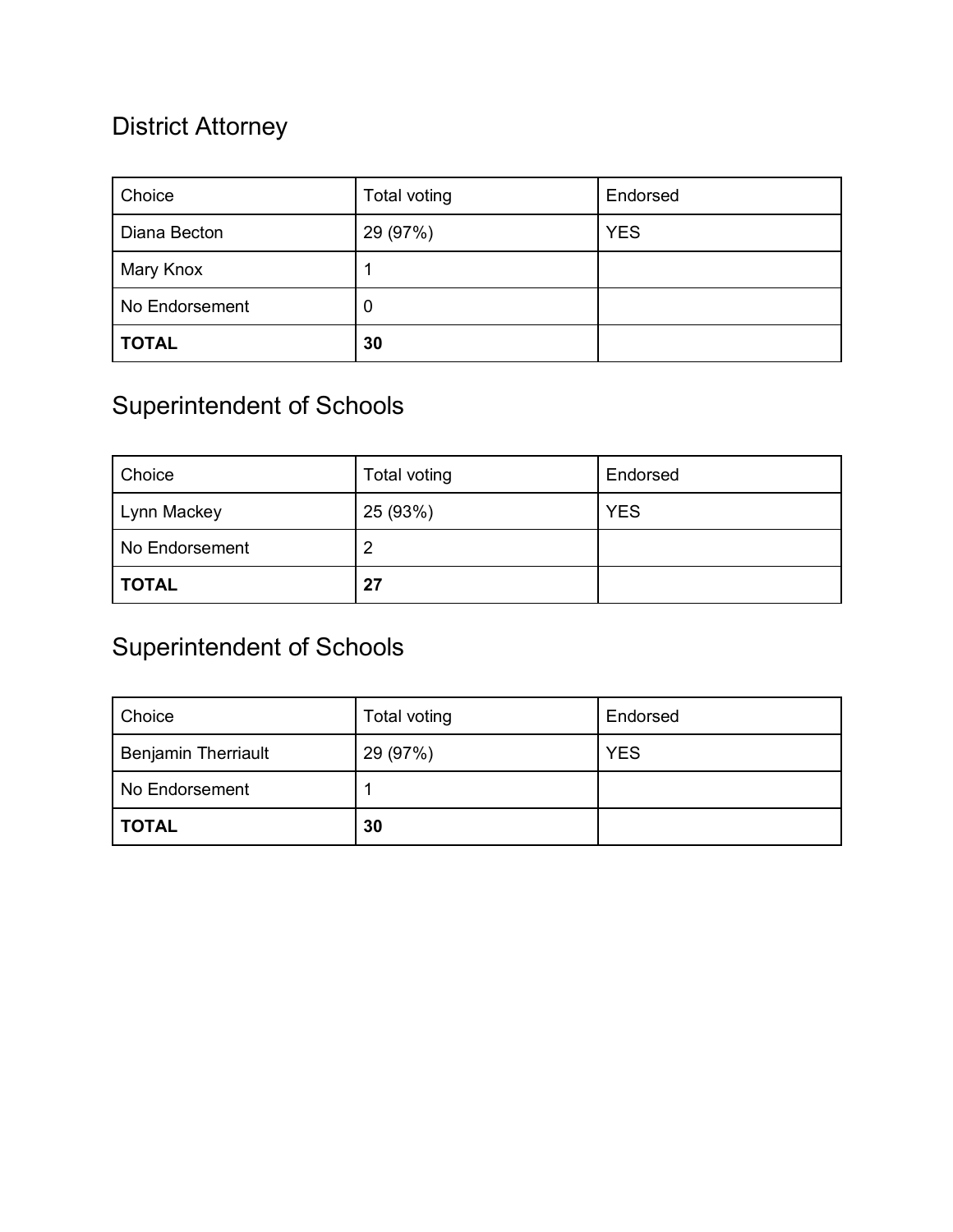## District Attorney

| Choice | Total voting | Endorsed |
| --- | --- | --- |
| Diana Becton | 29 (97%) | YES |
| Mary Knox | 1 | |
| No Endorsement | 0 | |
| **TOTAL** | **30** | |

## Superintendent of Schools

| Choice | Total voting | Endorsed |
| --- | --- | --- |
| Lynn Mackey | 25 (93%) | YES |
| No Endorsement | 2 | |
| **TOTAL** | **27** | |

## Superintendent of Schools

| Choice | Total voting | Endorsed |
| --- | --- | --- |
| Benjamin Therriault | 29 (97%) | YES |
| No Endorsement | 1 | |
| **TOTAL** | **30** | |